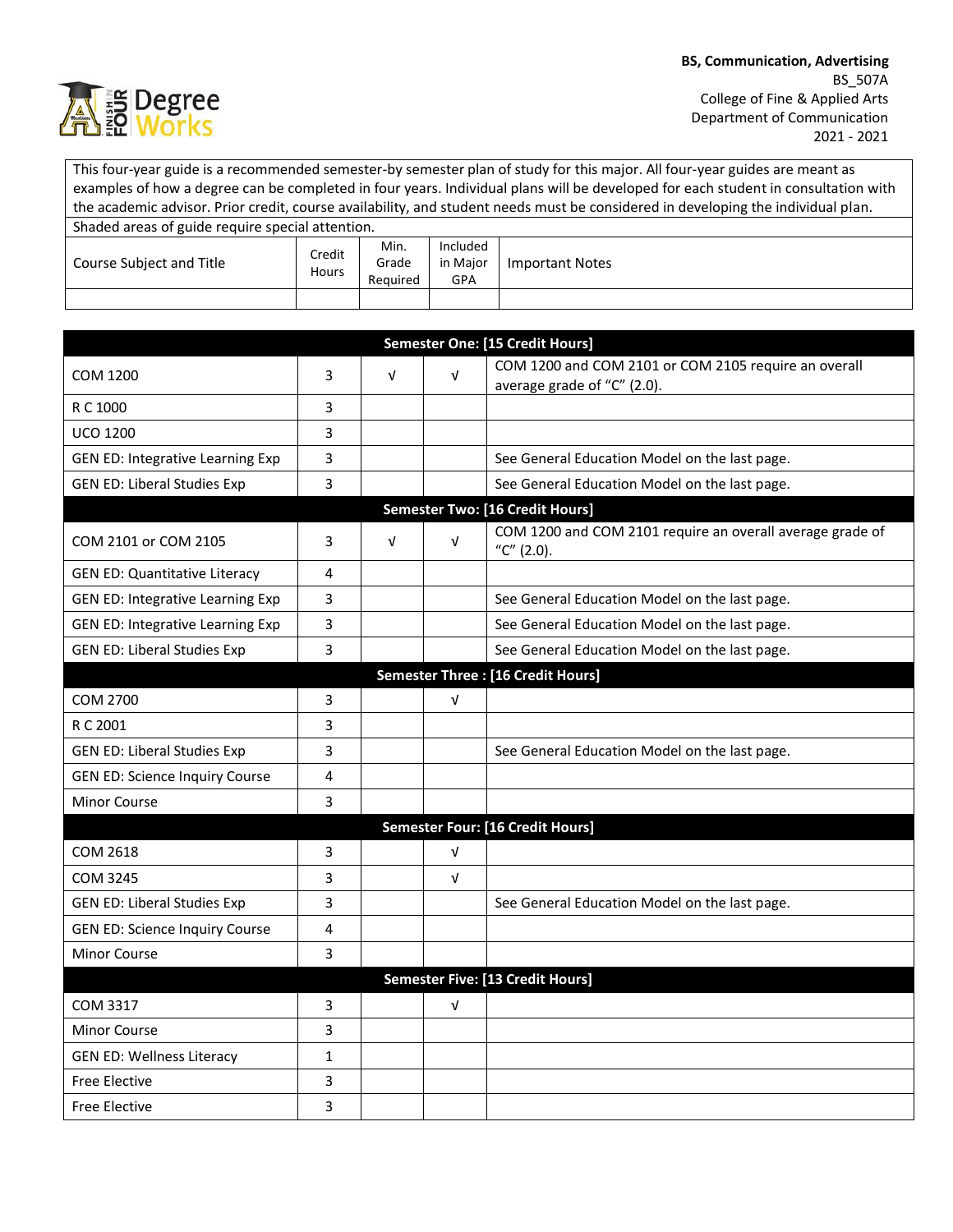**BS, Communication, Advertising**
BS_507A
College of Fine & Applied Arts
Department of Communication
2021 - 2021

This four-year guide is a recommended semester-by semester plan of study for this major. All four-year guides are meant as examples of how a degree can be completed in four years. Individual plans will be developed for each student in consultation with the academic advisor. Prior credit, course availability, and student needs must be considered in developing the individual plan.

Shaded areas of guide require special attention.

| Course Subject and Title | Credit Hours | Min. Grade Required | Included in Major GPA | Important Notes |
|---|---|---|---|---|
| **Semester One: [15 Credit Hours]** | | | | |
| COM 1200 | 3 | √ | √ | COM 1200 and COM 2101 or COM 2105 require an overall average grade of "C" (2.0). |
| R C 1000 | 3 | | | |
| UCO 1200 | 3 | | | |
| GEN ED: Integrative Learning Exp | 3 | | | See General Education Model on the last page. |
| GEN ED: Liberal Studies Exp | 3 | | | See General Education Model on the last page. |
| **Semester Two: [16 Credit Hours]** | | | | |
| COM 2101 or COM 2105 | 3 | √ | √ | COM 1200 and COM 2101 require an overall average grade of "C" (2.0). |
| GEN ED: Quantitative Literacy | 4 | | | |
| GEN ED: Integrative Learning Exp | 3 | | | See General Education Model on the last page. |
| GEN ED: Integrative Learning Exp | 3 | | | See General Education Model on the last page. |
| GEN ED: Liberal Studies Exp | 3 | | | See General Education Model on the last page. |
| **Semester Three : [16 Credit Hours]** | | | | |
| COM 2700 | 3 | | √ | |
| R C 2001 | 3 | | | |
| GEN ED: Liberal Studies Exp | 3 | | | See General Education Model on the last page. |
| GEN ED: Science Inquiry Course | 4 | | | |
| Minor Course | 3 | | | |
| **Semester Four: [16 Credit Hours]** | | | | |
| COM 2618 | 3 | | √ | |
| COM 3245 | 3 | | √ | |
| GEN ED: Liberal Studies Exp | 3 | | | See General Education Model on the last page. |
| GEN ED: Science Inquiry Course | 4 | | | |
| Minor Course | 3 | | | |
| **Semester Five: [13 Credit Hours]** | | | | |
| COM 3317 | 3 | | √ | |
| Minor Course | 3 | | | |
| GEN ED: Wellness Literacy | 1 | | | |
| Free Elective | 3 | | | |
| Free Elective | 3 | | | |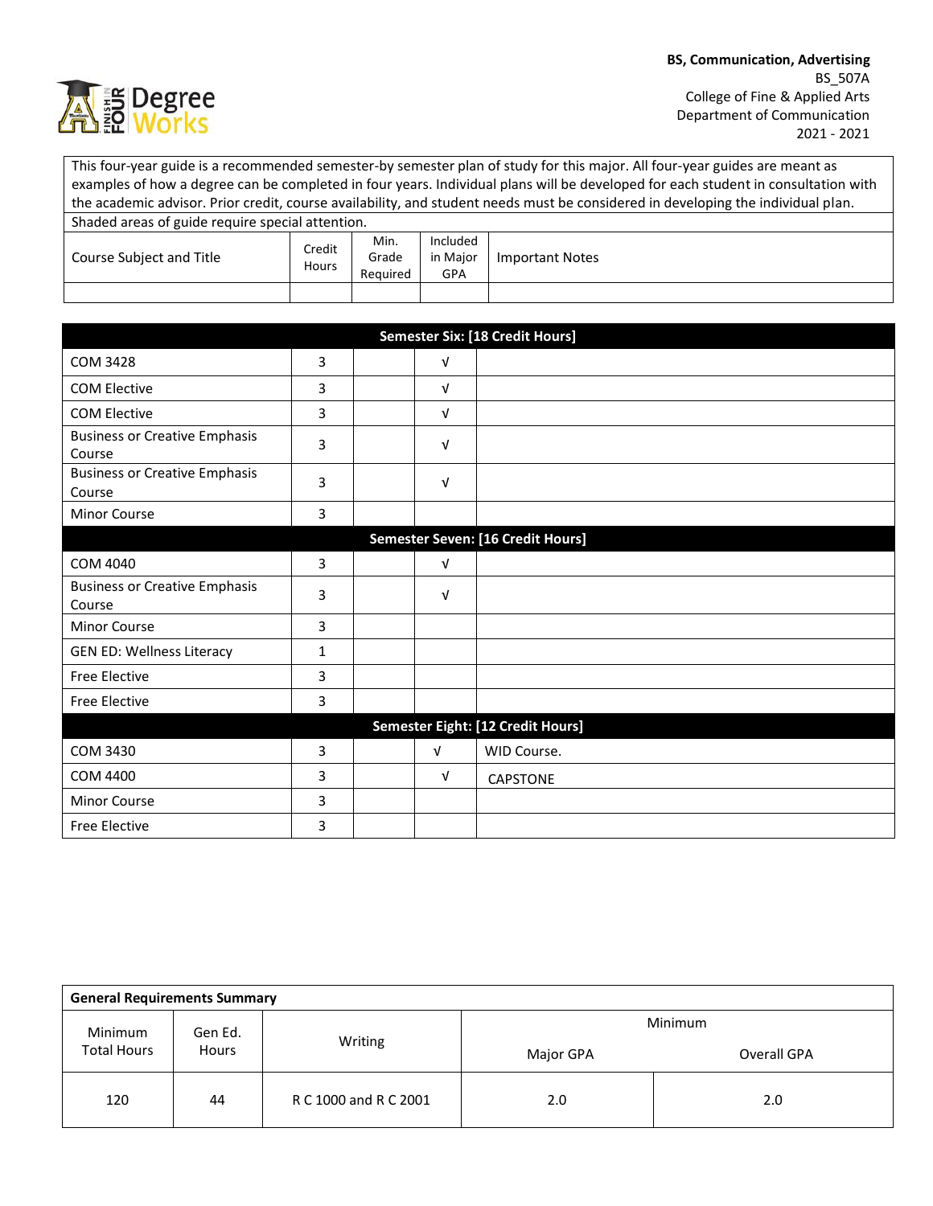**BS, Communication, Advertising**
BS_507A
College of Fine & Applied Arts
Department of Communication
2021 - 2021

| This four-year guide is a recommended semester-by semester plan of study for this major. All four-year guides are meant as examples of how a degree can be completed in four years. Individual plans will be developed for each student in consultation with the academic advisor. Prior credit, course availability, and student needs must be considered in developing the individual plan. | | | | |
|---|---|---|---|---|
| Shaded areas of guide require special attention. | | | | |
| Course Subject and Title | Credit Hours | Min. Grade Required | Included in Major GPA | Important Notes |
| | | | | |

| Course Subject and Title | Credit Hours | Min. Grade Required | Included in Major GPA | Important Notes |
|---|---|---|---|---|
| **Semester Six: [18 Credit Hours]** | | | | |
| COM 3428 | 3 | | √ | |
| COM Elective | 3 | | √ | |
| COM Elective | 3 | | √ | |
| Business or Creative Emphasis Course | 3 | | √ | |
| Business or Creative Emphasis Course | 3 | | √ | |
| Minor Course | 3 | | | |
| **Semester Seven: [16 Credit Hours]** | | | | |
| COM 4040 | 3 | | √ | |
| Business or Creative Emphasis Course | 3 | | √ | |
| Minor Course | 3 | | | |
| GEN ED: Wellness Literacy | 1 | | | |
| Free Elective | 3 | | | |
| Free Elective | 3 | | | |
| **Semester Eight: [12 Credit Hours]** | | | | |
| COM 3430 | 3 | | √ | WID Course. |
| COM 4400 | 3 | | √ | CAPSTONE |
| Minor Course | 3 | | | |
| Free Elective | 3 | | | |

| General Requirements Summary | | | | |
|---|---|---|---|---|
| Minimum Total Hours | Gen Ed. Hours | Writing | Minimum Major GPA | Minimum Overall GPA |
| 120 | 44 | R C 1000 and R C 2001 | 2.0 | 2.0 |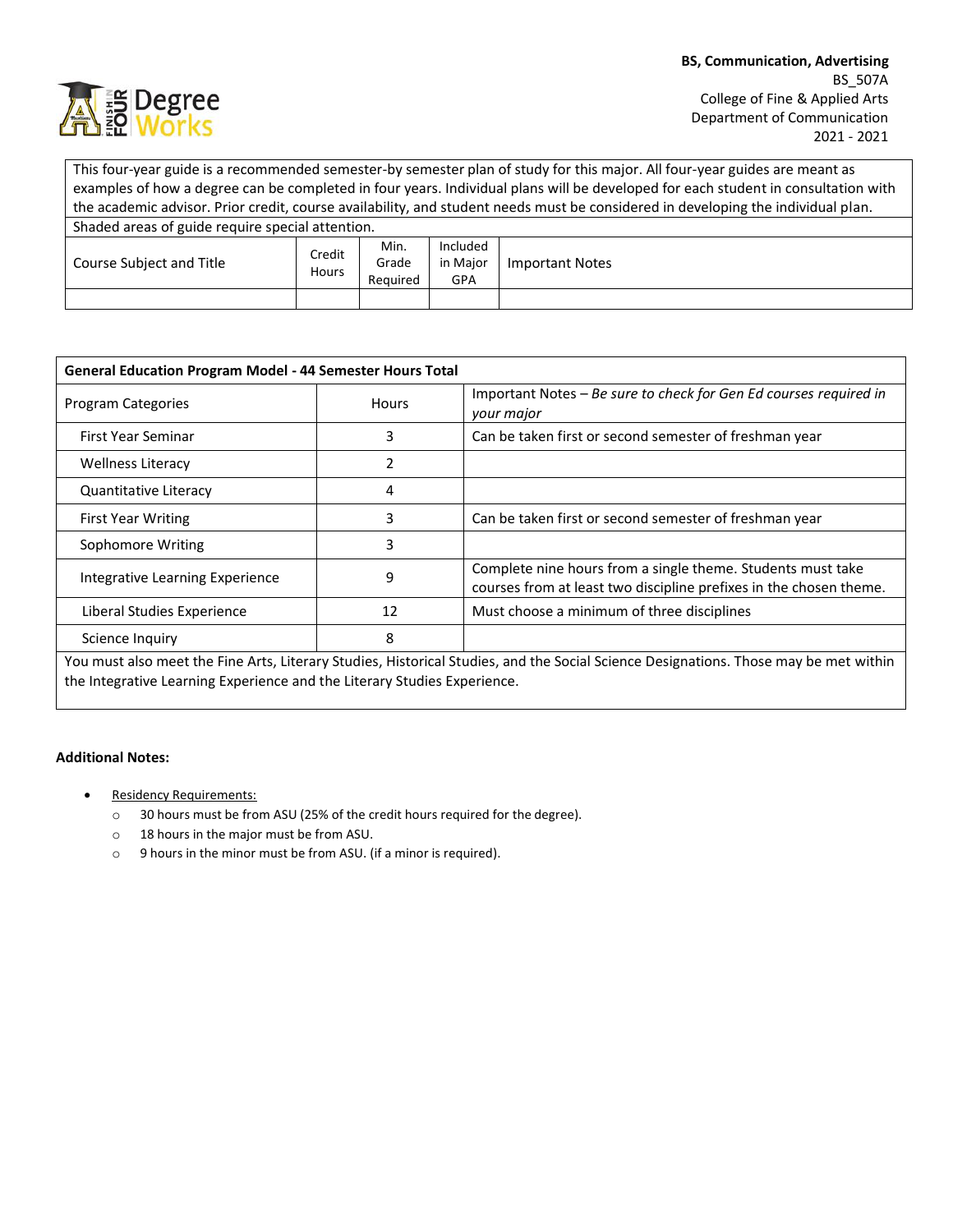**BS, Communication, Advertising**
BS_507A
College of Fine & Applied Arts
Department of Communication
2021 - 2021

| This four-year guide is a recommended semester-by semester plan of study for this major. All four-year guides are meant as examples of how a degree can be completed in four years. Individual plans will be developed for each student in consultation with the academic advisor. Prior credit, course availability, and student needs must be considered in developing the individual plan. | | | | |
|---|---|---|---|---|
| Shaded areas of guide require special attention. | | | | |
| Course Subject and Title | Credit Hours | Min. Grade Required | Included in Major GPA | Important Notes |
| | | | | |

| General Education Program Model - 44 Semester Hours Total | | |
|---|---|---|
| Program Categories | Hours | Important Notes – *Be sure to check for Gen Ed courses required in your major* |
| First Year Seminar | 3 | Can be taken first or second semester of freshman year |
| Wellness Literacy | 2 | |
| Quantitative Literacy | 4 | |
| First Year Writing | 3 | Can be taken first or second semester of freshman year |
| Sophomore Writing | 3 | |
| Integrative Learning Experience | 9 | Complete nine hours from a single theme. Students must take courses from at least two discipline prefixes in the chosen theme. |
| Liberal Studies Experience | 12 | Must choose a minimum of three disciplines |
| Science Inquiry | 8 | |
| You must also meet the Fine Arts, Literary Studies, Historical Studies, and the Social Science Designations. Those may be met within the Integrative Learning Experience and the Literary Studies Experience. | | |

**Additional Notes:**

- Residency Requirements:
  - 30 hours must be from ASU (25% of the credit hours required for the degree).
  - 18 hours in the major must be from ASU.
  - 9 hours in the minor must be from ASU. (if a minor is required).